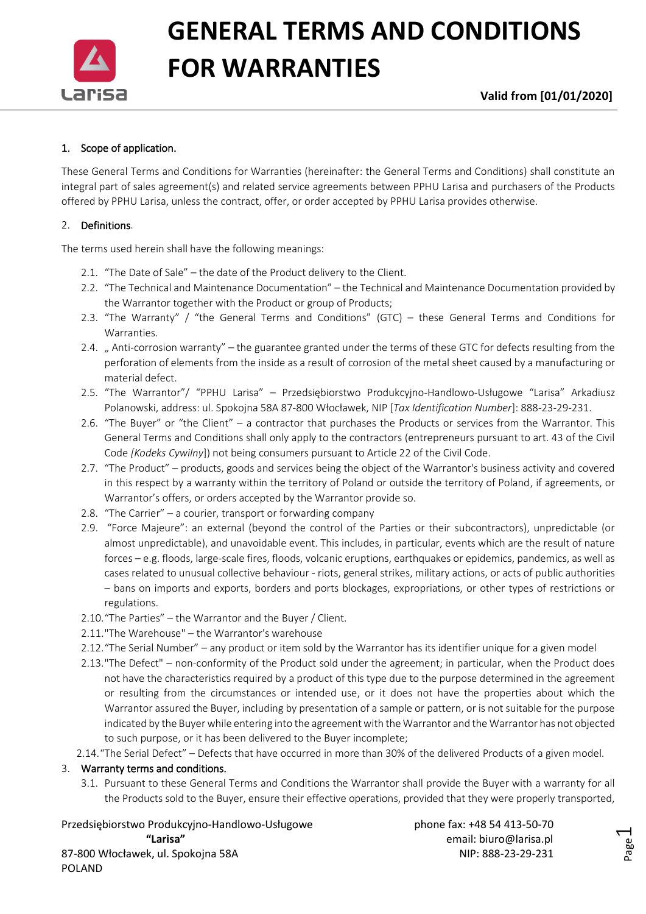# GENERAL TERMS AND CONDITIONS FOR WARRANTIES

**Valid from [01/01/2020]**

## 1. Scope of application.

These General Terms and Conditions for Warranties (hereinafter: the General Terms and Conditions) shall constitute an integral part of sales agreement(s) and related service agreements between PPHU Larisa and purchasers of the Products offered by PPHU Larisa, unless the contract, offer, or order accepted by PPHU Larisa provides otherwise.

## 2. Definitions.

The terms used herein shall have the following meanings:

2.1. "The Date of Sale" – the date of the Product delivery to the Client.

2.2. "The Technical and Maintenance Documentation" – the Technical and Maintenance Documentation provided by the Warrantor together with the Product or group of Products;

2.3. "The Warranty" / "the General Terms and Conditions" (GTC) – these General Terms and Conditions for Warranties.

2.4. „ Anti-corrosion warranty" – the guarantee granted under the terms of these GTC for defects resulting from the perforation of elements from the inside as a result of corrosion of the metal sheet caused by a manufacturing or material defect.

2.5. "The Warrantor"/ "PPHU Larisa" – Przedsiębiorstwo Produkcyjno-Handlowo-Usługowe "Larisa" Arkadiusz Polanowski, address: ul. Spokojna 58A 87-800 Włocławek, NIP [*Tax Identification Number*]: 888-23-29-231.

2.6. "The Buyer" or "the Client" – a contractor that purchases the Products or services from the Warrantor. This General Terms and Conditions shall only apply to the contractors (entrepreneurs pursuant to art. 43 of the Civil Code *[Kodeks Cywilny*]) not being consumers pursuant to Article 22 of the Civil Code.

2.7. "The Product" – products, goods and services being the object of the Warrantor's business activity and covered in this respect by a warranty within the territory of Poland or outside the territory of Poland, if agreements, or Warrantor's offers, or orders accepted by the Warrantor provide so.

2.8. "The Carrier" – a courier, transport or forwarding company

2.9. "Force Majeure": an external (beyond the control of the Parties or their subcontractors), unpredictable (or almost unpredictable), and unavoidable event. This includes, in particular, events which are the result of nature forces – e.g. floods, large-scale fires, floods, volcanic eruptions, earthquakes or epidemics, pandemics, as well as cases related to unusual collective behaviour - riots, general strikes, military actions, or acts of public authorities – bans on imports and exports, borders and ports blockages, expropriations, or other types of restrictions or regulations.

2.10. "The Parties" – the Warrantor and the Buyer / Client.

2.11. "The Warehouse" – the Warrantor's warehouse

2.12. "The Serial Number" – any product or item sold by the Warrantor has its identifier unique for a given model

2.13. "The Defect" – non-conformity of the Product sold under the agreement; in particular, when the Product does not have the characteristics required by a product of this type due to the purpose determined in the agreement or resulting from the circumstances or intended use, or it does not have the properties about which the Warrantor assured the Buyer, including by presentation of a sample or pattern, or is not suitable for the purpose indicated by the Buyer while entering into the agreement with the Warrantor and the Warrantor has not objected to such purpose, or it has been delivered to the Buyer incomplete;

2.14. "The Serial Defect" – Defects that have occurred in more than 30% of the delivered Products of a given model.

## 3. Warranty terms and conditions.

3.1. Pursuant to these General Terms and Conditions the Warrantor shall provide the Buyer with a warranty for all the Products sold to the Buyer, ensure their effective operations, provided that they were properly transported,

Przedsiębiorstwo Produkcyjno-Handlowo-Usługowe
**"Larisa"**
87-800 Włocławek, ul. Spokojna 58A
POLAND

phone fax: +48 54 413-50-70
email: biuro@larisa.pl
NIP: 888-23-29-231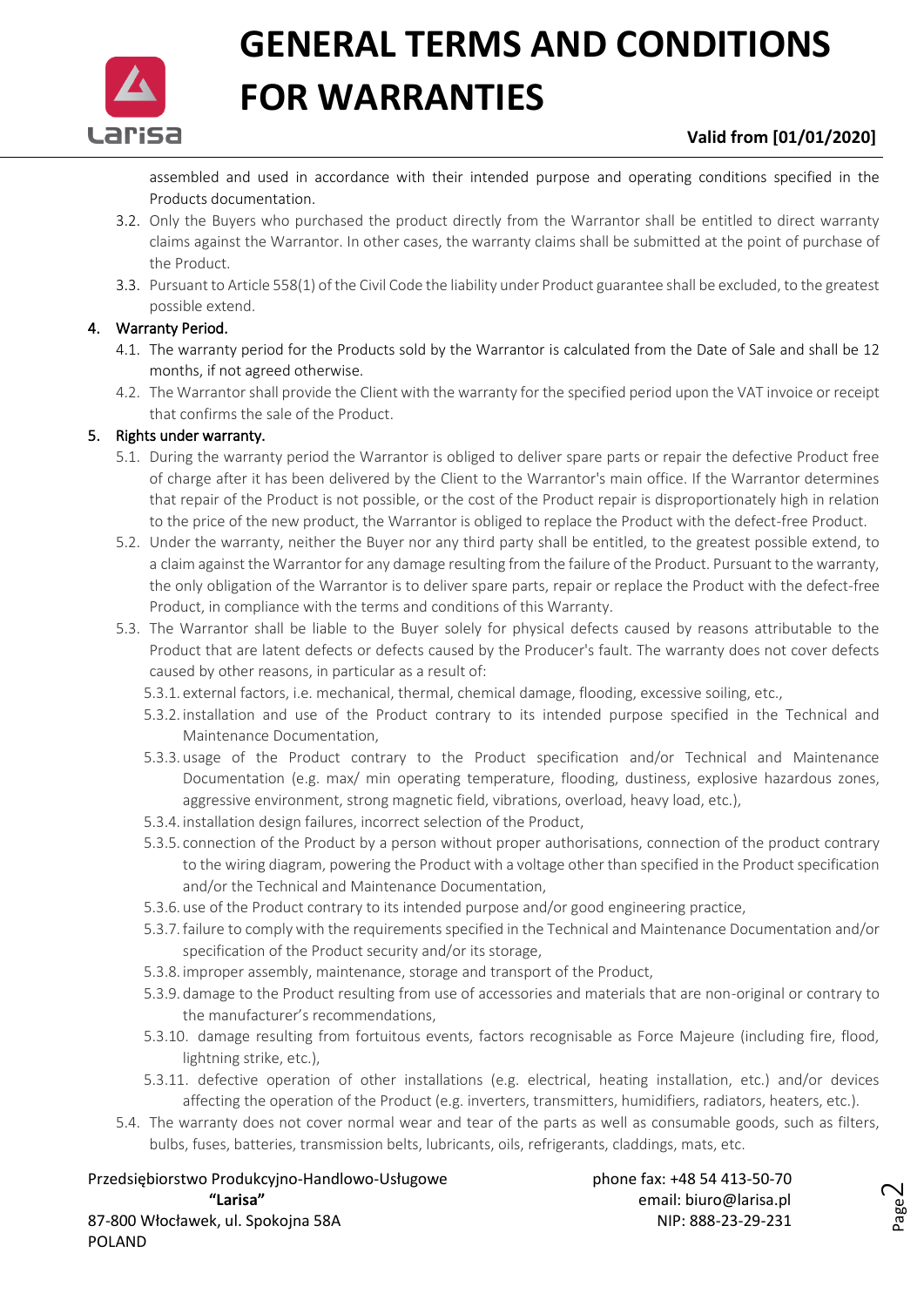assembled and used in accordance with their intended purpose and operating conditions specified in the Products documentation.

3.2. Only the Buyers who purchased the product directly from the Warrantor shall be entitled to direct warranty claims against the Warrantor. In other cases, the warranty claims shall be submitted at the point of purchase of the Product.

3.3. Pursuant to Article 558(1) of the Civil Code the liability under Product guarantee shall be excluded, to the greatest possible extend.

4. Warranty Period.

4.1. The warranty period for the Products sold by the Warrantor is calculated from the Date of Sale and shall be 12 months, if not agreed otherwise.

4.2. The Warrantor shall provide the Client with the warranty for the specified period upon the VAT invoice or receipt that confirms the sale of the Product.

5. Rights under warranty.

5.1. During the warranty period the Warrantor is obliged to deliver spare parts or repair the defective Product free of charge after it has been delivered by the Client to the Warrantor's main office. If the Warrantor determines that repair of the Product is not possible, or the cost of the Product repair is disproportionately high in relation to the price of the new product, the Warrantor is obliged to replace the Product with the defect-free Product.

5.2. Under the warranty, neither the Buyer nor any third party shall be entitled, to the greatest possible extend, to a claim against the Warrantor for any damage resulting from the failure of the Product. Pursuant to the warranty, the only obligation of the Warrantor is to deliver spare parts, repair or replace the Product with the defect-free Product, in compliance with the terms and conditions of this Warranty.

5.3. The Warrantor shall be liable to the Buyer solely for physical defects caused by reasons attributable to the Product that are latent defects or defects caused by the Producer's fault. The warranty does not cover defects caused by other reasons, in particular as a result of:

5.3.1. external factors, i.e. mechanical, thermal, chemical damage, flooding, excessive soiling, etc.,

5.3.2. installation and use of the Product contrary to its intended purpose specified in the Technical and Maintenance Documentation,

5.3.3. usage of the Product contrary to the Product specification and/or Technical and Maintenance Documentation (e.g. max/ min operating temperature, flooding, dustiness, explosive hazardous zones, aggressive environment, strong magnetic field, vibrations, overload, heavy load, etc.),

5.3.4. installation design failures, incorrect selection of the Product,

5.3.5. connection of the Product by a person without proper authorisations, connection of the product contrary to the wiring diagram, powering the Product with a voltage other than specified in the Product specification and/or the Technical and Maintenance Documentation,

5.3.6. use of the Product contrary to its intended purpose and/or good engineering practice,

5.3.7. failure to comply with the requirements specified in the Technical and Maintenance Documentation and/or specification of the Product security and/or its storage,

5.3.8. improper assembly, maintenance, storage and transport of the Product,

5.3.9. damage to the Product resulting from use of accessories and materials that are non-original or contrary to the manufacturer's recommendations,

5.3.10. damage resulting from fortuitous events, factors recognisable as Force Majeure (including fire, flood, lightning strike, etc.),

5.3.11. defective operation of other installations (e.g. electrical, heating installation, etc.) and/or devices affecting the operation of the Product (e.g. inverters, transmitters, humidifiers, radiators, heaters, etc.).

5.4. The warranty does not cover normal wear and tear of the parts as well as consumable goods, such as filters, bulbs, fuses, batteries, transmission belts, lubricants, oils, refrigerants, claddings, mats, etc.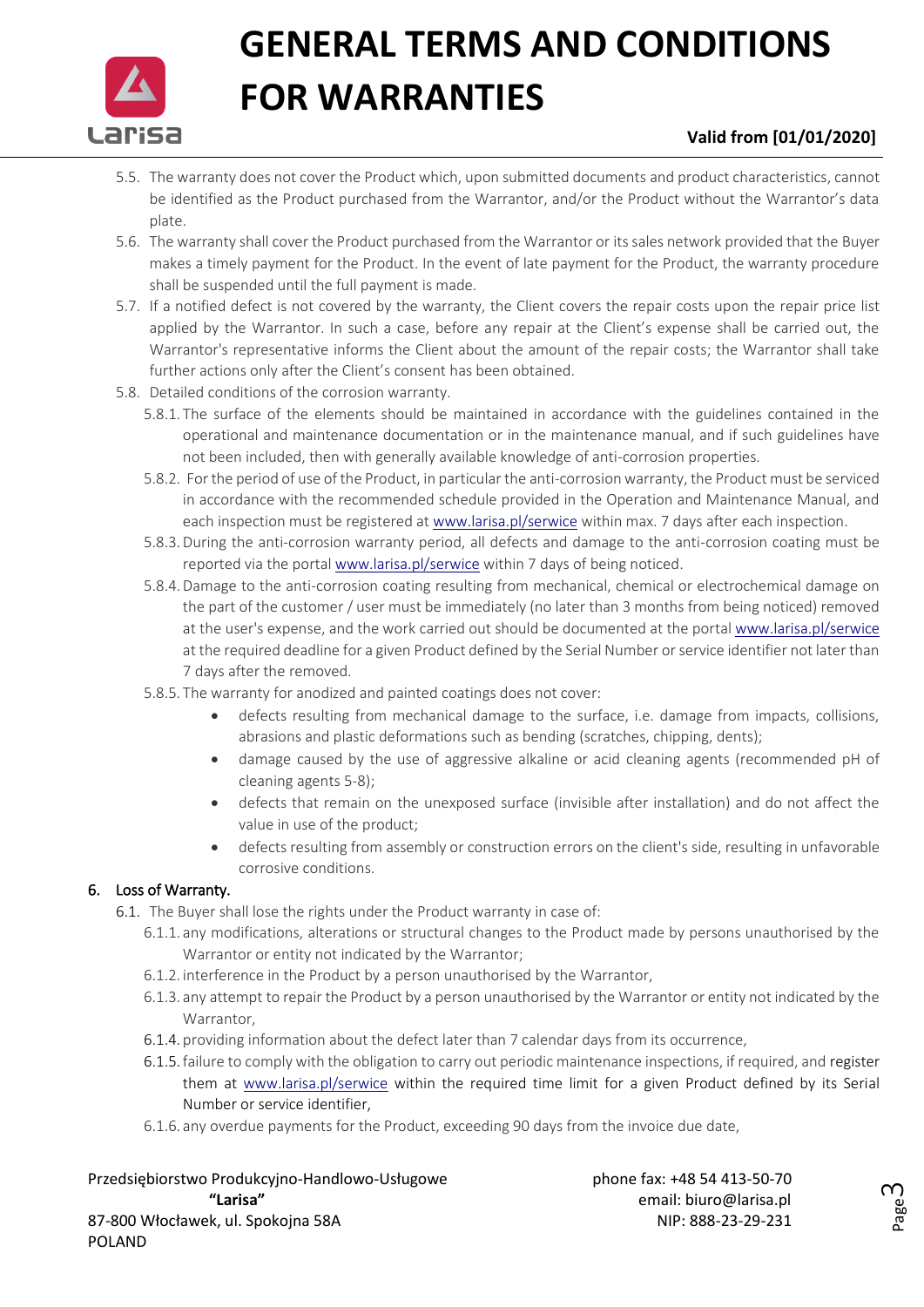5.5. The warranty does not cover the Product which, upon submitted documents and product characteristics, cannot be identified as the Product purchased from the Warrantor, and/or the Product without the Warrantor's data plate.

5.6. The warranty shall cover the Product purchased from the Warrantor or its sales network provided that the Buyer makes a timely payment for the Product. In the event of late payment for the Product, the warranty procedure shall be suspended until the full payment is made.

5.7. If a notified defect is not covered by the warranty, the Client covers the repair costs upon the repair price list applied by the Warrantor. In such a case, before any repair at the Client's expense shall be carried out, the Warrantor's representative informs the Client about the amount of the repair costs; the Warrantor shall take further actions only after the Client's consent has been obtained.

5.8. Detailed conditions of the corrosion warranty.

- 5.8.1. The surface of the elements should be maintained in accordance with the guidelines contained in the operational and maintenance documentation or in the maintenance manual, and if such guidelines have not been included, then with generally available knowledge of anti-corrosion properties.
- 5.8.2. For the period of use of the Product, in particular the anti-corrosion warranty, the Product must be serviced in accordance with the recommended schedule provided in the Operation and Maintenance Manual, and each inspection must be registered at www.larisa.pl/serwice within max. 7 days after each inspection.
- 5.8.3. During the anti-corrosion warranty period, all defects and damage to the anti-corrosion coating must be reported via the portal www.larisa.pl/serwice within 7 days of being noticed.
- 5.8.4. Damage to the anti-corrosion coating resulting from mechanical, chemical or electrochemical damage on the part of the customer / user must be immediately (no later than 3 months from being noticed) removed at the user's expense, and the work carried out should be documented at the portal www.larisa.pl/serwice at the required deadline for a given Product defined by the Serial Number or service identifier not later than 7 days after the removed.
- 5.8.5. The warranty for anodized and painted coatings does not cover:
  - defects resulting from mechanical damage to the surface, i.e. damage from impacts, collisions, abrasions and plastic deformations such as bending (scratches, chipping, dents);
  - damage caused by the use of aggressive alkaline or acid cleaning agents (recommended pH of cleaning agents 5-8);
  - defects that remain on the unexposed surface (invisible after installation) and do not affect the value in use of the product;
  - defects resulting from assembly or construction errors on the client's side, resulting in unfavorable corrosive conditions.

## 6. Loss of Warranty.

6.1. The Buyer shall lose the rights under the Product warranty in case of:

- 6.1.1. any modifications, alterations or structural changes to the Product made by persons unauthorised by the Warrantor or entity not indicated by the Warrantor;
- 6.1.2. interference in the Product by a person unauthorised by the Warrantor,
- 6.1.3. any attempt to repair the Product by a person unauthorised by the Warrantor or entity not indicated by the Warrantor,
- 6.1.4. providing information about the defect later than 7 calendar days from its occurrence,
- 6.1.5. failure to comply with the obligation to carry out periodic maintenance inspections, if required, and register them at www.larisa.pl/serwice within the required time limit for a given Product defined by its Serial Number or service identifier,
- 6.1.6. any overdue payments for the Product, exceeding 90 days from the invoice due date,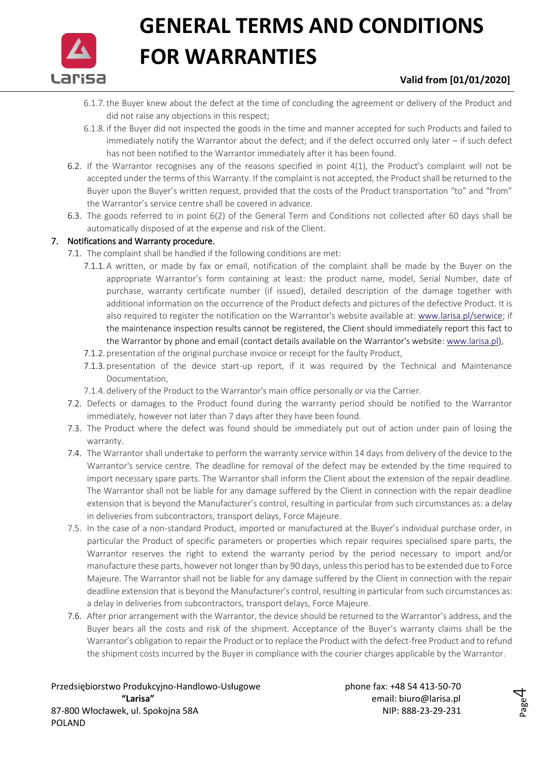6.1.7. the Buyer knew about the defect at the time of concluding the agreement or delivery of the Product and did not raise any objections in this respect;

6.1.8. if the Buyer did not inspected the goods in the time and manner accepted for such Products and failed to immediately notify the Warrantor about the defect; and if the defect occurred only later – if such defect has not been notified to the Warrantor immediately after it has been found.

6.2. If the Warrantor recognises any of the reasons specified in point 4(1), the Product's complaint will not be accepted under the terms of this Warranty. If the complaint is not accepted, the Product shall be returned to the Buyer upon the Buyer's written request, provided that the costs of the Product transportation "to" and "from" the Warrantor's service centre shall be covered in advance.

6.3. The goods referred to in point 6(2) of the General Term and Conditions not collected after 60 days shall be automatically disposed of at the expense and risk of the Client.

## 7. Notifications and Warranty procedure.

7.1. The complaint shall be handled if the following conditions are met:

7.1.1. A written, or made by fax or email, notification of the complaint shall be made by the Buyer on the appropriate Warrantor's form containing at least: the product name, model, Serial Number, date of purchase, warranty certificate number (if issued), detailed description of the damage together with additional information on the occurrence of the Product defects and pictures of the defective Product. It is also required to register the notification on the Warrantor's website available at: www.larisa.pl/serwice; if the maintenance inspection results cannot be registered, the Client should immediately report this fact to the Warrantor by phone and email (contact details available on the Warrantor's website: www.larisa.pl),

7.1.2. presentation of the original purchase invoice or receipt for the faulty Product,

7.1.3. presentation of the device start-up report, if it was required by the Technical and Maintenance Documentation,

7.1.4. delivery of the Product to the Warrantor's main office personally or via the Carrier.

7.2. Defects or damages to the Product found during the warranty period should be notified to the Warrantor immediately, however not later than 7 days after they have been found.

7.3. The Product where the defect was found should be immediately put out of action under pain of losing the warranty.

7.4. The Warrantor shall undertake to perform the warranty service within 14 days from delivery of the device to the Warrantor's service centre. The deadline for removal of the defect may be extended by the time required to import necessary spare parts. The Warrantor shall inform the Client about the extension of the repair deadline. The Warrantor shall not be liable for any damage suffered by the Client in connection with the repair deadline extension that is beyond the Manufacturer's control, resulting in particular from such circumstances as: a delay in deliveries from subcontractors, transport delays, Force Majeure.

7.5. In the case of a non-standard Product, imported or manufactured at the Buyer's individual purchase order, in particular the Product of specific parameters or properties which repair requires specialised spare parts, the Warrantor reserves the right to extend the warranty period by the period necessary to import and/or manufacture these parts, however not longer than by 90 days, unless this period has to be extended due to Force Majeure. The Warrantor shall not be liable for any damage suffered by the Client in connection with the repair deadline extension that is beyond the Manufacturer's control, resulting in particular from such circumstances as: a delay in deliveries from subcontractors, transport delays, Force Majeure.

7.6. After prior arrangement with the Warrantor, the device should be returned to the Warrantor's address, and the Buyer bears all the costs and risk of the shipment. Acceptance of the Buyer's warranty claims shall be the Warrantor's obligation to repair the Product or to replace the Product with the defect-free Product and to refund the shipment costs incurred by the Buyer in compliance with the courier charges applicable by the Warrantor.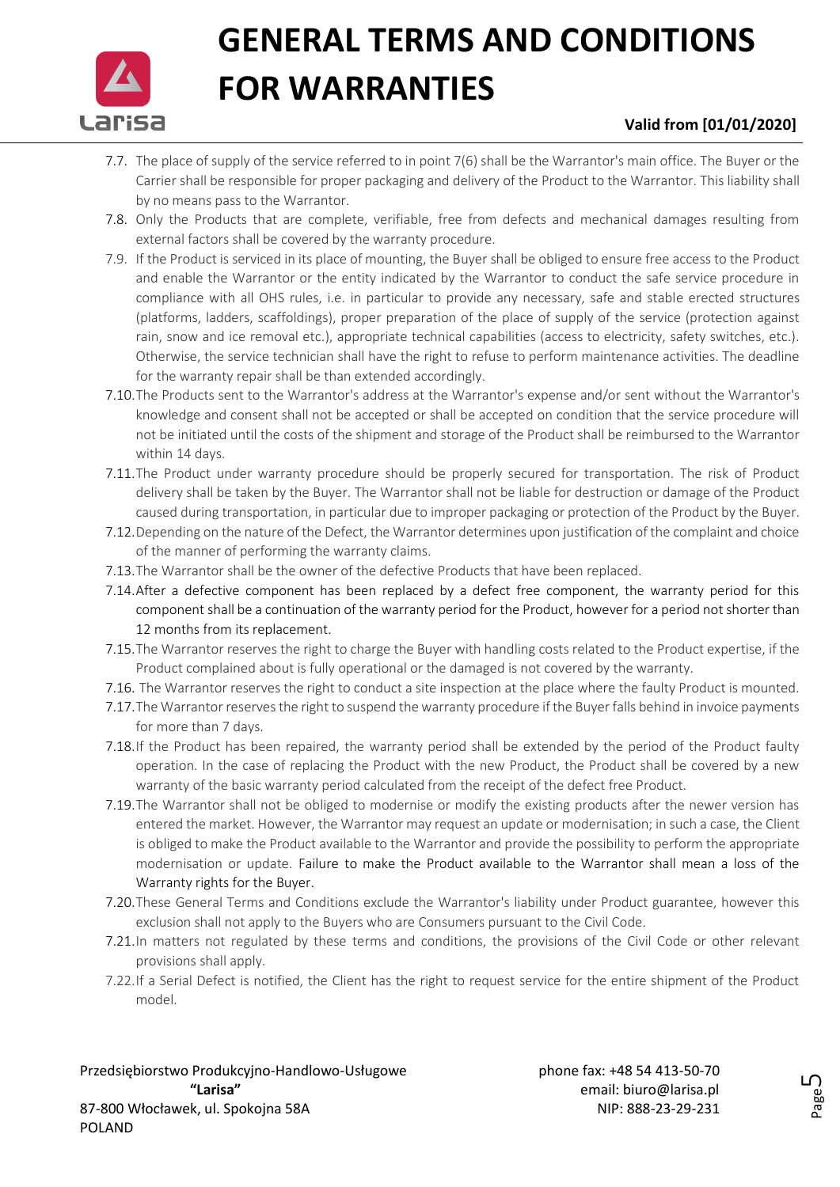7.7. The place of supply of the service referred to in point 7(6) shall be the Warrantor's main office. The Buyer or the Carrier shall be responsible for proper packaging and delivery of the Product to the Warrantor. This liability shall by no means pass to the Warrantor.

7.8. Only the Products that are complete, verifiable, free from defects and mechanical damages resulting from external factors shall be covered by the warranty procedure.

7.9. If the Product is serviced in its place of mounting, the Buyer shall be obliged to ensure free access to the Product and enable the Warrantor or the entity indicated by the Warrantor to conduct the safe service procedure in compliance with all OHS rules, i.e. in particular to provide any necessary, safe and stable erected structures (platforms, ladders, scaffoldings), proper preparation of the place of supply of the service (protection against rain, snow and ice removal etc.), appropriate technical capabilities (access to electricity, safety switches, etc.). Otherwise, the service technician shall have the right to refuse to perform maintenance activities. The deadline for the warranty repair shall be than extended accordingly.

7.10. The Products sent to the Warrantor's address at the Warrantor's expense and/or sent without the Warrantor's knowledge and consent shall not be accepted or shall be accepted on condition that the service procedure will not be initiated until the costs of the shipment and storage of the Product shall be reimbursed to the Warrantor within 14 days.

7.11. The Product under warranty procedure should be properly secured for transportation. The risk of Product delivery shall be taken by the Buyer. The Warrantor shall not be liable for destruction or damage of the Product caused during transportation, in particular due to improper packaging or protection of the Product by the Buyer.

7.12. Depending on the nature of the Defect, the Warrantor determines upon justification of the complaint and choice of the manner of performing the warranty claims.

7.13. The Warrantor shall be the owner of the defective Products that have been replaced.

7.14. After a defective component has been replaced by a defect free component, the warranty period for this component shall be a continuation of the warranty period for the Product, however for a period not shorter than 12 months from its replacement.

7.15. The Warrantor reserves the right to charge the Buyer with handling costs related to the Product expertise, if the Product complained about is fully operational or the damaged is not covered by the warranty.

7.16. The Warrantor reserves the right to conduct a site inspection at the place where the faulty Product is mounted.

7.17. The Warrantor reserves the right to suspend the warranty procedure if the Buyer falls behind in invoice payments for more than 7 days.

7.18. If the Product has been repaired, the warranty period shall be extended by the period of the Product faulty operation. In the case of replacing the Product with the new Product, the Product shall be covered by a new warranty of the basic warranty period calculated from the receipt of the defect free Product.

7.19. The Warrantor shall not be obliged to modernise or modify the existing products after the newer version has entered the market. However, the Warrantor may request an update or modernisation; in such a case, the Client is obliged to make the Product available to the Warrantor and provide the possibility to perform the appropriate modernisation or update. Failure to make the Product available to the Warrantor shall mean a loss of the Warranty rights for the Buyer.

7.20. These General Terms and Conditions exclude the Warrantor's liability under Product guarantee, however this exclusion shall not apply to the Buyers who are Consumers pursuant to the Civil Code.

7.21. In matters not regulated by these terms and conditions, the provisions of the Civil Code or other relevant provisions shall apply.

7.22. If a Serial Defect is notified, the Client has the right to request service for the entire shipment of the Product model.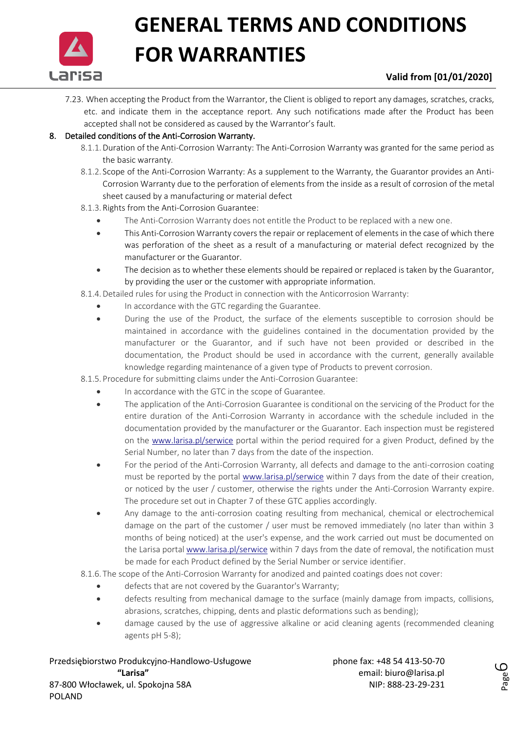7.23. When accepting the Product from the Warrantor, the Client is obliged to report any damages, scratches, cracks, etc. and indicate them in the acceptance report. Any such notifications made after the Product has been accepted shall not be considered as caused by the Warrantor's fault.

8. Detailed conditions of the Anti-Corrosion Warranty.

8.1.1. Duration of the Anti-Corrosion Warranty: The Anti-Corrosion Warranty was granted for the same period as the basic warranty.

8.1.2. Scope of the Anti-Corrosion Warranty: As a supplement to the Warranty, the Guarantor provides an Anti-Corrosion Warranty due to the perforation of elements from the inside as a result of corrosion of the metal sheet caused by a manufacturing or material defect

8.1.3. Rights from the Anti-Corrosion Guarantee:

- The Anti-Corrosion Warranty does not entitle the Product to be replaced with a new one.
- This Anti-Corrosion Warranty covers the repair or replacement of elements in the case of which there was perforation of the sheet as a result of a manufacturing or material defect recognized by the manufacturer or the Guarantor.
- The decision as to whether these elements should be repaired or replaced is taken by the Guarantor, by providing the user or the customer with appropriate information.

8.1.4. Detailed rules for using the Product in connection with the Anticorrosion Warranty:

- In accordance with the GTC regarding the Guarantee.
- During the use of the Product, the surface of the elements susceptible to corrosion should be maintained in accordance with the guidelines contained in the documentation provided by the manufacturer or the Guarantor, and if such have not been provided or described in the documentation, the Product should be used in accordance with the current, generally available knowledge regarding maintenance of a given type of Products to prevent corrosion.

8.1.5. Procedure for submitting claims under the Anti-Corrosion Guarantee:

- In accordance with the GTC in the scope of Guarantee.
- The application of the Anti-Corrosion Guarantee is conditional on the servicing of the Product for the entire duration of the Anti-Corrosion Warranty in accordance with the schedule included in the documentation provided by the manufacturer or the Guarantor. Each inspection must be registered on the www.larisa.pl/serwice portal within the period required for a given Product, defined by the Serial Number, no later than 7 days from the date of the inspection.
- For the period of the Anti-Corrosion Warranty, all defects and damage to the anti-corrosion coating must be reported by the portal www.larisa.pl/serwice within 7 days from the date of their creation, or noticed by the user / customer, otherwise the rights under the Anti-Corrosion Warranty expire. The procedure set out in Chapter 7 of these GTC applies accordingly.
- Any damage to the anti-corrosion coating resulting from mechanical, chemical or electrochemical damage on the part of the customer / user must be removed immediately (no later than within 3 months of being noticed) at the user's expense, and the work carried out must be documented on the Larisa portal www.larisa.pl/serwice within 7 days from the date of removal, the notification must be made for each Product defined by the Serial Number or service identifier.

8.1.6. The scope of the Anti-Corrosion Warranty for anodized and painted coatings does not cover:

- defects that are not covered by the Guarantor's Warranty;
- defects resulting from mechanical damage to the surface (mainly damage from impacts, collisions, abrasions, scratches, chipping, dents and plastic deformations such as bending);
- damage caused by the use of aggressive alkaline or acid cleaning agents (recommended cleaning agents pH 5-8);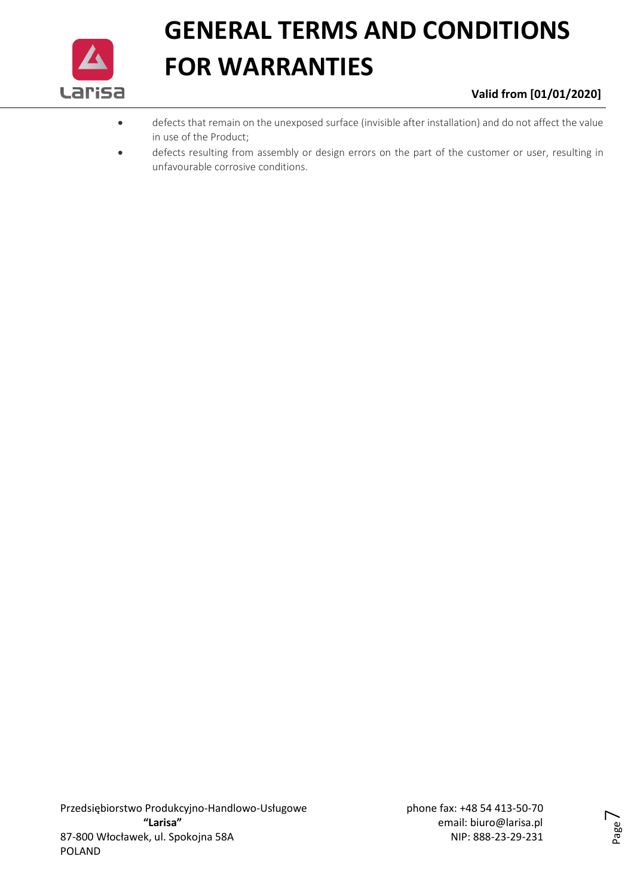- defects that remain on the unexposed surface (invisible after installation) and do not affect the value in use of the Product;
- defects resulting from assembly or design errors on the part of the customer or user, resulting in unfavourable corrosive conditions.